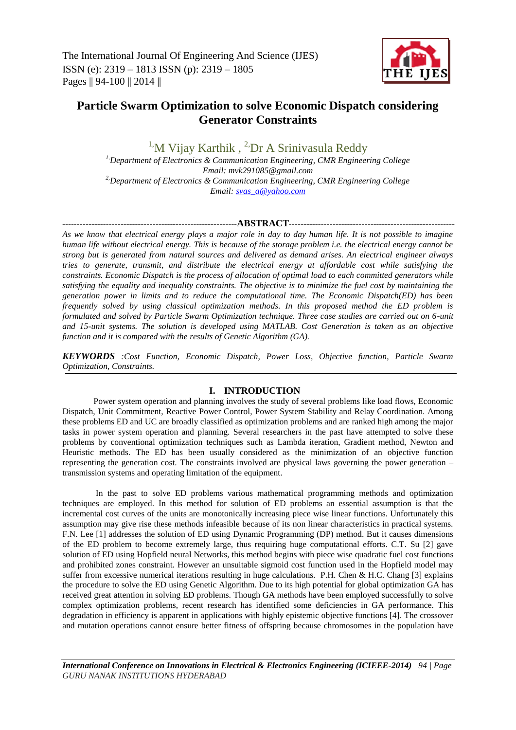# Particle Swarm Optimization to solve Economic Dispatch considering Generator Constraints

[1]M Vijay Karthik , [2]Dr A Srinivasula Reddy

[1]Department of Electronics & Communication Engineering, CMR Engineering College
Email: mvk291085@gmail.com

[2]Department of Electronics & Communication Engineering, CMR Engineering College
Email: svas_a@yahoo.com

## ABSTRACT

*As we know that electrical energy plays a major role in day to day human life. It is not possible to imagine human life without electrical energy. This is because of the storage problem i.e. the electrical energy cannot be strong but is generated from natural sources and delivered as demand arises. An electrical engineer always tries to generate, transmit, and distribute the electrical energy at affordable cost while satisfying the constraints. Economic Dispatch is the process of allocation of optimal load to each committed generators while satisfying the equality and inequality constraints. The objective is to minimize the fuel cost by maintaining the generation power in limits and to reduce the computational time. The Economic Dispatch(ED) has been frequently solved by using classical optimization methods. In this proposed method the ED problem is formulated and solved by Particle Swarm Optimization technique. Three case studies are carried out on 6-unit and 15-unit systems. The solution is developed using MATLAB. Cost Generation is taken as an objective function and it is compared with the results of Genetic Algorithm (GA).*

***KEYWORDS*** *:Cost Function, Economic Dispatch, Power Loss, Objective function, Particle Swarm Optimization, Constraints.*

## I. INTRODUCTION

Power system operation and planning involves the study of several problems like load flows, Economic Dispatch, Unit Commitment, Reactive Power Control, Power System Stability and Relay Coordination. Among these problems ED and UC are broadly classified as optimization problems and are ranked high among the major tasks in power system operation and planning. Several researchers in the past have attempted to solve these problems by conventional optimization techniques such as Lambda iteration, Gradient method, Newton and Heuristic methods. The ED has been usually considered as the minimization of an objective function representing the generation cost. The constraints involved are physical laws governing the power generation – transmission systems and operating limitation of the equipment.

In the past to solve ED problems various mathematical programming methods and optimization techniques are employed. In this method for solution of ED problems an essential assumption is that the incremental cost curves of the units are monotonically increasing piece wise linear functions. Unfortunately this assumption may give rise these methods infeasible because of its non linear characteristics in practical systems. F.N. Lee [1] addresses the solution of ED using Dynamic Programming (DP) method. But it causes dimensions of the ED problem to become extremely large, thus requiring huge computational efforts. C.T. Su [2] gave solution of ED using Hopfield neural Networks, this method begins with piece wise quadratic fuel cost functions and prohibited zones constraint. However an unsuitable sigmoid cost function used in the Hopfield model may suffer from excessive numerical iterations resulting in huge calculations. P.H. Chen & H.C. Chang [3] explains the procedure to solve the ED using Genetic Algorithm. Due to its high potential for global optimization GA has received great attention in solving ED problems. Though GA methods have been employed successfully to solve complex optimization problems, recent research has identified some deficiencies in GA performance. This degradation in efficiency is apparent in applications with highly epistemic objective functions [4]. The crossover and mutation operations cannot ensure better fitness of offspring because chromosomes in the population have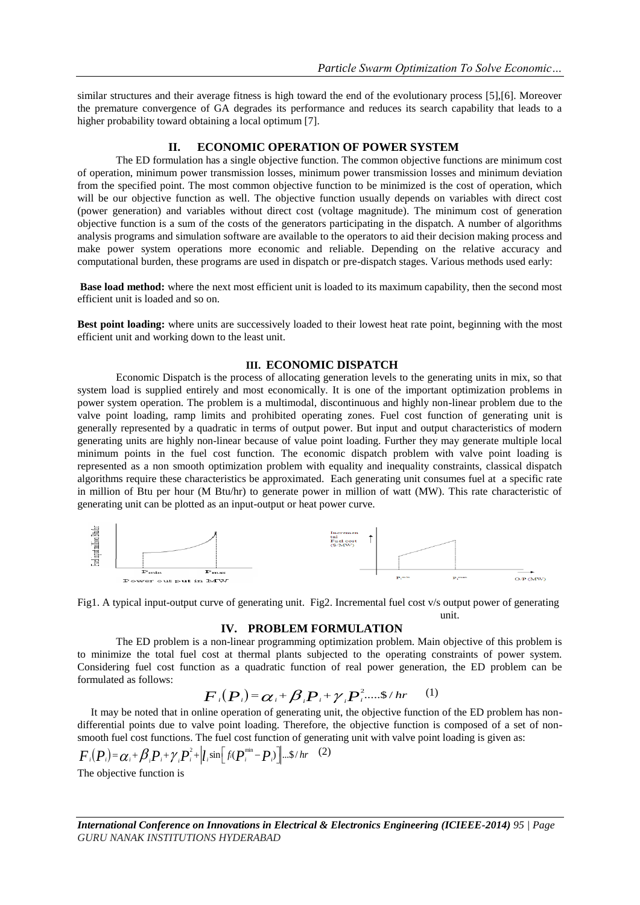similar structures and their average fitness is high toward the end of the evolutionary process [5],[6]. Moreover the premature convergence of GA degrades its performance and reduces its search capability that leads to a higher probability toward obtaining a local optimum [7].

## II. ECONOMIC OPERATION OF POWER SYSTEM

The ED formulation has a single objective function. The common objective functions are minimum cost of operation, minimum power transmission losses, minimum power transmission losses and minimum deviation from the specified point. The most common objective function to be minimized is the cost of operation, which will be our objective function as well. The objective function usually depends on variables with direct cost (power generation) and variables without direct cost (voltage magnitude). The minimum cost of generation objective function is a sum of the costs of the generators participating in the dispatch. A number of algorithms analysis programs and simulation software are available to the operators to aid their decision making process and make power system operations more economic and reliable. Depending on the relative accuracy and computational burden, these programs are used in dispatch or pre-dispatch stages. Various methods used early:

**Base load method:** where the next most efficient unit is loaded to its maximum capability, then the second most efficient unit is loaded and so on.

**Best point loading:** where units are successively loaded to their lowest heat rate point, beginning with the most efficient unit and working down to the least unit.

## III. ECONOMIC DISPATCH

Economic Dispatch is the process of allocating generation levels to the generating units in mix, so that system load is supplied entirely and most economically. It is one of the important optimization problems in power system operation. The problem is a multimodal, discontinuous and highly non-linear problem due to the valve point loading, ramp limits and prohibited operating zones. Fuel cost function of generating unit is generally represented by a quadratic in terms of output power. But input and output characteristics of modern generating units are highly non-linear because of value point loading. Further they may generate multiple local minimum points in the fuel cost function. The economic dispatch problem with valve point loading is represented as a non smooth optimization problem with equality and inequality constraints, classical dispatch algorithms require these characteristics be approximated. Each generating unit consumes fuel at a specific rate in million of Btu per hour (M Btu/hr) to generate power in million of watt (MW). This rate characteristic of generating unit can be plotted as an input-output or heat power curve.

Fig1. A typical input-output curve of generating unit. Fig2. Incremental fuel cost v/s output power of generating unit.

## IV. PROBLEM FORMULATION

The ED problem is a non-linear programming optimization problem. Main objective of this problem is to minimize the total fuel cost at thermal plants subjected to the operating constraints of power system. Considering fuel cost function as a quadratic function of real power generation, the ED problem can be formulated as follows:

$$F_i(P_i) = \alpha_i + \beta_i P_i + \gamma_i P_i^2 \text{.....\$/hr} \quad (1)$$

It may be noted that in online operation of generating unit, the objective function of the ED problem has non-differential points due to valve point loading. Therefore, the objective function is composed of a set of non-smooth fuel cost functions. The fuel cost function of generating unit with valve point loading is given as:

$$F_i(P_i) = \alpha_i + \beta_i P_i + \gamma_i P_i^2 + \left| l_i \sin\left[ f_i(P_i^{\min} - P_i) \right] \right| \text{...\$/hr} \quad (2)$$

The objective function is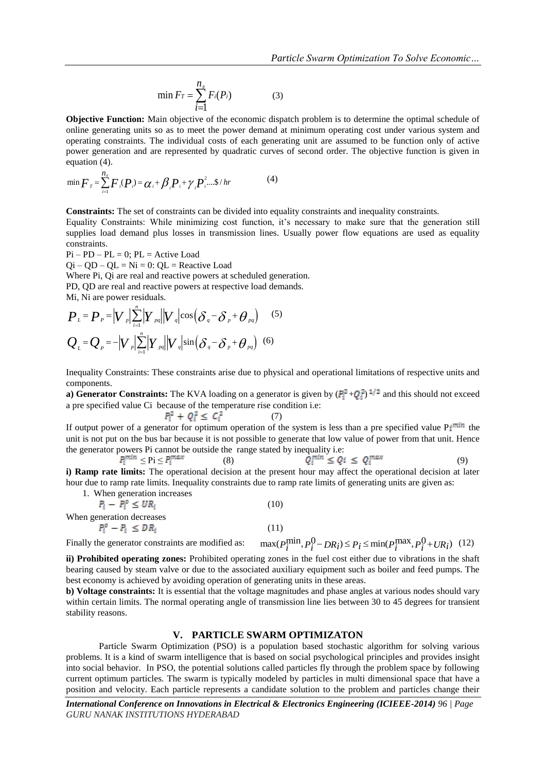$$\min F_T = \sum_{i=1}^{n_g} F_i(P_i) \qquad (3)$$

**Objective Function:** Main objective of the economic dispatch problem is to determine the optimal schedule of online generating units so as to meet the power demand at minimum operating cost under various system and operating constraints. The individual costs of each generating unit are assumed to be function only of active power generation and are represented by quadratic curves of second order. The objective function is given in equation (4).

$$\min F_T = \sum_{i=1}^{n_g} F_i(P_i) = \alpha_i + \beta_i P_i + \gamma_i P_i^2 \ldots\$/hr \qquad (4)$$

**Constraints:** The set of constraints can be divided into equality constraints and inequality constraints.

Equality Constraints: While minimizing cost function, it's necessary to make sure that the generation still supplies load demand plus losses in transmission lines. Usually power flow equations are used as equality constraints.

Pi – PD – PL = 0; PL = Active Load

Qi – QD – QL = Ni = 0: QL = Reactive Load

Where Pi, Qi are real and reactive powers at scheduled generation.

PD, QD are real and reactive powers at respective load demands.

Mi, Ni are power residuals.

$$P_L = P_P = |V_p| \sum_{i=1}^{n} |Y_{pq}| |V_q| \cos(\delta_q - \delta_p + \theta_{pq}) \qquad (5)$$

$$Q_L = Q_P = -|V_p| \sum_{i=1}^{n} |Y_{pq}| |V_q| \sin(\delta_q - \delta_p + \theta_{pq}) \qquad (6)$$

Inequality Constraints: These constraints arise due to physical and operational limitations of respective units and components.

**a) Generator Constraints:** The KVA loading on a generator is given by $(P_i^2 + Q_i^2)^{1/2}$ and this should not exceed a pre specified value Ci because of the temperature rise condition i.e:

$$P_i^2 + Q_i^2 \le C_i^2 \qquad (7)$$

If output power of a generator for optimum operation of the system is less than a pre specified value $P_i^{min}$ the unit is not put on the bus bar because it is not possible to generate that low value of power from that unit. Hence the generator powers Pi cannot be outside the range stated by inequality i.e:

$$P_i^{min} \le P_i \le P_i^{max} \qquad (8) \qquad\qquad Q_i^{min} \le Q_i \le Q_i^{max} \qquad (9)$$

**i) Ramp rate limits:** The operational decision at the present hour may affect the operational decision at later hour due to ramp rate limits. Inequality constraints due to ramp rate limits of generating units are given as:

1. When generation increases

$$P_i - P_i^0 \le UR_i \qquad (10)$$

When generation decreases

$$P_i^0 - P_i \le DR_i \qquad (11)$$

Finally the generator constraints are modified as: $\max(P_i^{min}, P_i^0 - DR_i) \le P_i \le \min(P_i^{max}, P_i^0 + UR_i)$ (12)

**ii) Prohibited operating zones:** Prohibited operating zones in the fuel cost either due to vibrations in the shaft bearing caused by steam valve or due to the associated auxiliary equipment such as boiler and feed pumps. The best economy is achieved by avoiding operation of generating units in these areas.

**b) Voltage constraints:** It is essential that the voltage magnitudes and phase angles at various nodes should vary within certain limits. The normal operating angle of transmission line lies between 30 to 45 degrees for transient stability reasons.

## V. PARTICLE SWARM OPTIMIZATON

Particle Swarm Optimization (PSO) is a population based stochastic algorithm for solving various problems. It is a kind of swarm intelligence that is based on social psychological principles and provides insight into social behavior. In PSO, the potential solutions called particles fly through the problem space by following current optimum particles. The swarm is typically modeled by particles in multi dimensional space that have a position and velocity. Each particle represents a candidate solution to the problem and particles change their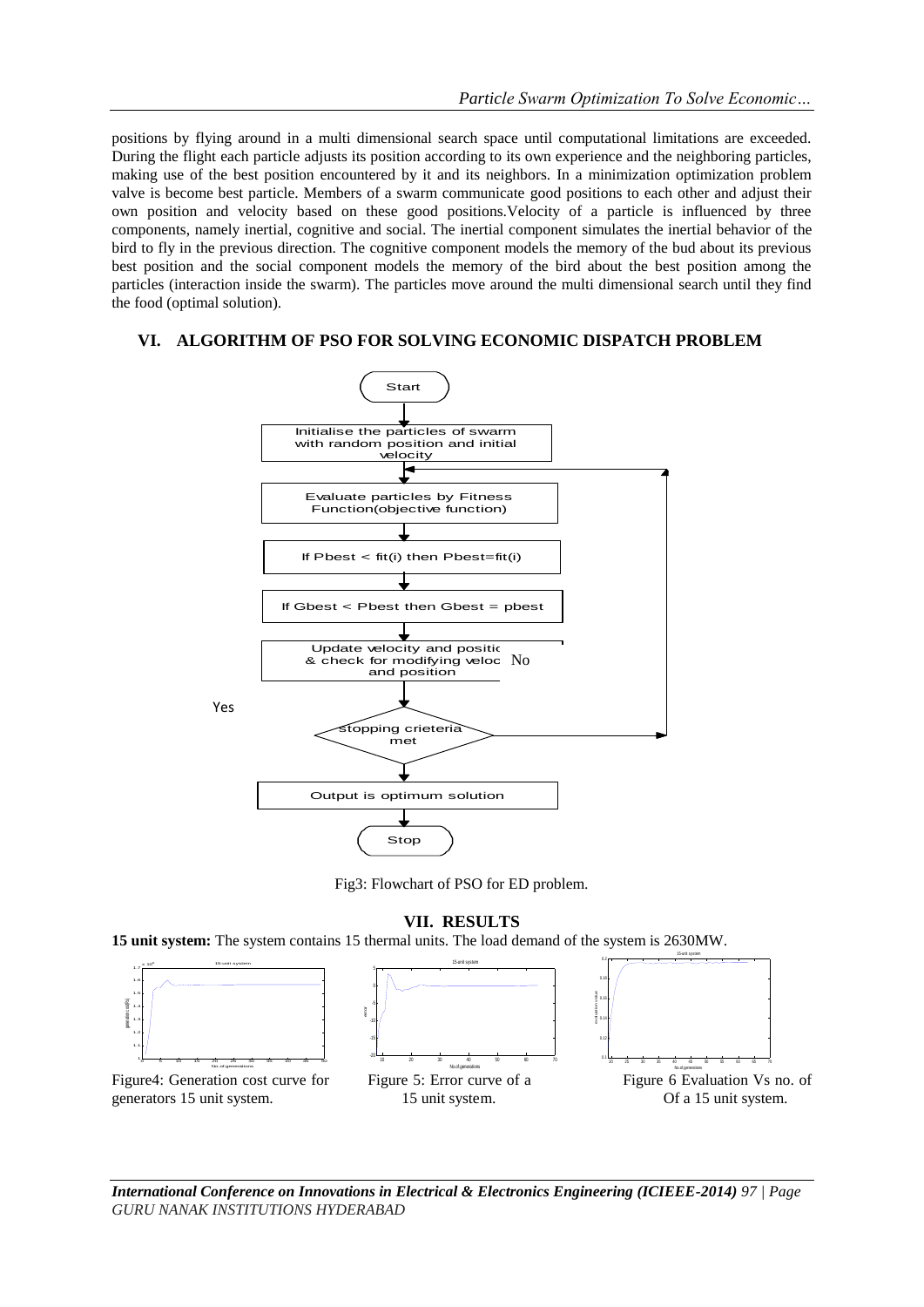positions by flying around in a multi dimensional search space until computational limitations are exceeded. During the flight each particle adjusts its position according to its own experience and the neighboring particles, making use of the best position encountered by it and its neighbors. In a minimization optimization problem valve is become best particle. Members of a swarm communicate good positions to each other and adjust their own position and velocity based on these good positions.Velocity of a particle is influenced by three components, namely inertial, cognitive and social. The inertial component simulates the inertial behavior of the bird to fly in the previous direction. The cognitive component models the memory of the bud about its previous best position and the social component models the memory of the bird about the best position among the particles (interaction inside the swarm). The particles move around the multi dimensional search until they find the food (optimal solution).

## VI. ALGORITHM OF PSO FOR SOLVING ECONOMIC DISPATCH PROBLEM

Start

Initialise the particles of swarm with random position and initial velocity

Evaluate particles by Fitness Function(objective function)

If Pbest < fit(i) then Pbest=fit(i)

If Gbest < Pbest then Gbest = pbest

Update velocity and positic & check for modifying veloc and position

No

Yes

stopping crieteria met

Output is optimum solution

Stop

Fig3: Flowchart of PSO for ED problem.

## VII. RESULTS

**15 unit system:** The system contains 15 thermal units. The load demand of the system is 2630MW.

Figure4: Generation cost curve for generators 15 unit system.

Figure 5: Error curve of a 15 unit system.

Figure 6 Evaluation Vs no. of Of a 15 unit system.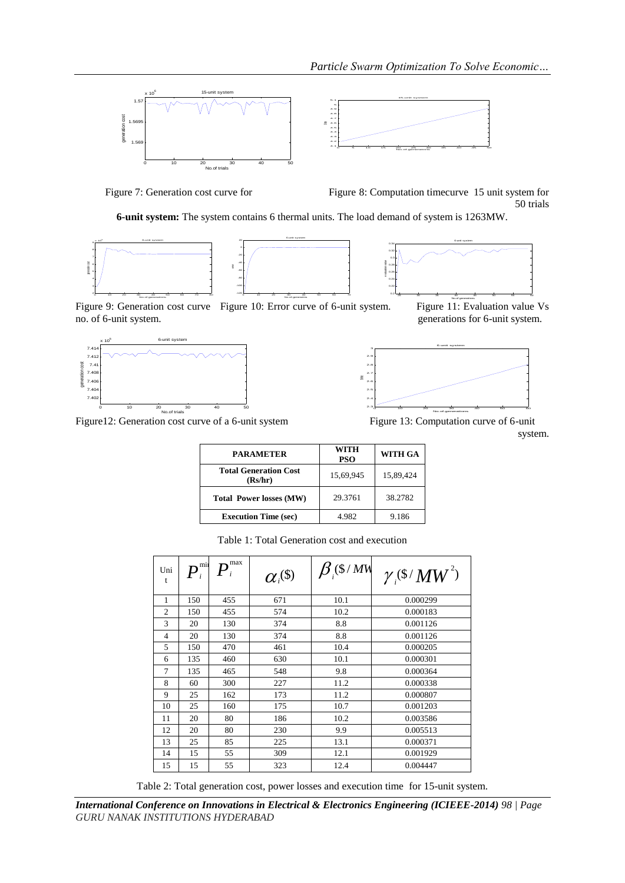Figure 7: Generation cost curve for

Figure 8: Computation timecurve 15 unit system for 50 trials

**6-unit system:** The system contains 6 thermal units. The load demand of system is 1263MW.

Figure 9: Generation cost curve no. of 6-unit system.

Figure 10: Error curve of 6-unit system.

Figure 11: Evaluation value Vs generations for 6-unit system.

Figure12: Generation cost curve of a 6-unit system

Figure 13: Computation curve of 6-unit system.

| PARAMETER | WITH PSO | WITH GA |
|---|---|---|
| Total Generation Cost (Rs/hr) | 15,69,945 | 15,89,424 |
| Total Power losses (MW) | 29.3761 | 38.2782 |
| Execution Time (sec) | 4.982 | 9.186 |

Table 1: Total Generation cost and execution

| Unit | $P_i^{min}$ | $P_i^{max}$ | $\alpha_i(\$)$ | $\beta_i(\$/MW)$ | $\gamma_i(\$/MW^2)$ |
|---|---|---|---|---|---|
| 1 | 150 | 455 | 671 | 10.1 | 0.000299 |
| 2 | 150 | 455 | 574 | 10.2 | 0.000183 |
| 3 | 20 | 130 | 374 | 8.8 | 0.001126 |
| 4 | 20 | 130 | 374 | 8.8 | 0.001126 |
| 5 | 150 | 470 | 461 | 10.4 | 0.000205 |
| 6 | 135 | 460 | 630 | 10.1 | 0.000301 |
| 7 | 135 | 465 | 548 | 9.8 | 0.000364 |
| 8 | 60 | 300 | 227 | 11.2 | 0.000338 |
| 9 | 25 | 162 | 173 | 11.2 | 0.000807 |
| 10 | 25 | 160 | 175 | 10.7 | 0.001203 |
| 11 | 20 | 80 | 186 | 10.2 | 0.003586 |
| 12 | 20 | 80 | 230 | 9.9 | 0.005513 |
| 13 | 25 | 85 | 225 | 13.1 | 0.000371 |
| 14 | 15 | 55 | 309 | 12.1 | 0.001929 |
| 15 | 15 | 55 | 323 | 12.4 | 0.004447 |

Table 2: Total generation cost, power losses and execution time for 15-unit system.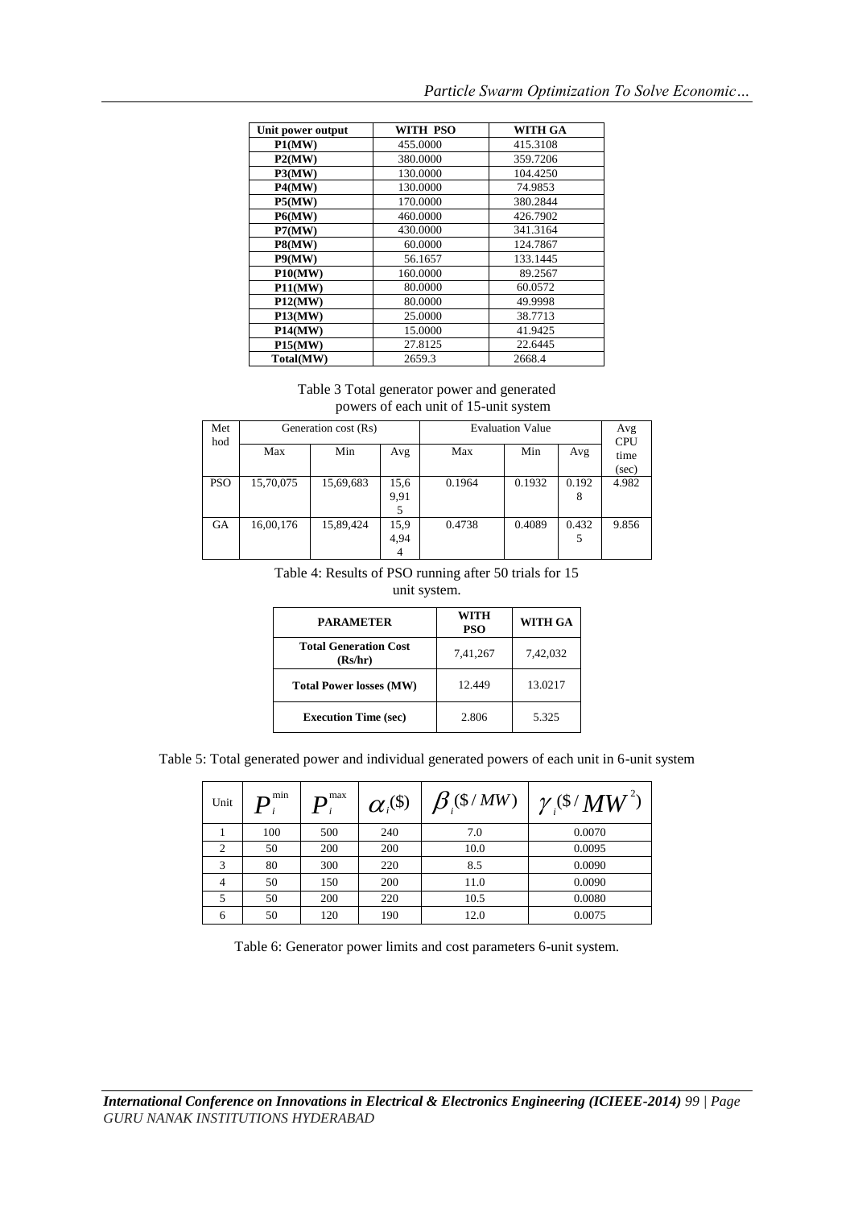| Unit power output | WITH PSO | WITH GA |
|---|---|---|
| **P1(MW)** | 455.0000 | 415.3108 |
| **P2(MW)** | 380.0000 | 359.7206 |
| **P3(MW)** | 130.0000 | 104.4250 |
| **P4(MW)** | 130.0000 | 74.9853 |
| **P5(MW)** | 170.0000 | 380.2844 |
| **P6(MW)** | 460.0000 | 426.7902 |
| **P7(MW)** | 430.0000 | 341.3164 |
| **P8(MW)** | 60.0000 | 124.7867 |
| **P9(MW)** | 56.1657 | 133.1445 |
| **P10(MW)** | 160.0000 | 89.2567 |
| **P11(MW)** | 80.0000 | 60.0572 |
| **P12(MW)** | 80.0000 | 49.9998 |
| **P13(MW)** | 25.0000 | 38.7713 |
| **P14(MW)** | 15.0000 | 41.9425 |
| **P15(MW)** | 27.8125 | 22.6445 |
| **Total(MW)** | 2659.3 | 2668.4 |

Table 3 Total generator power and generated powers of each unit of 15-unit system

| Method | Generation cost (Rs) | | | Evaluation Value | | | Avg CPU time (sec) |
|---|---|---|---|---|---|---|---|
| | Max | Min | Avg | Max | Min | Avg | |
| PSO | 15,70,075 | 15,69,683 | 15,69,915 | 0.1964 | 0.1932 | 0.1928 | 4.982 |
| GA | 16,00,176 | 15,89,424 | 15,94,944 | 0.4738 | 0.4089 | 0.4325 | 9.856 |

Table 4: Results of PSO running after 50 trials for 15 unit system.

| PARAMETER | WITH PSO | WITH GA |
|---|---|---|
| **Total Generation Cost (Rs/hr)** | 7,41,267 | 7,42,032 |
| **Total Power losses (MW)** | 12.449 | 13.0217 |
| **Execution Time (sec)** | 2.806 | 5.325 |

Table 5: Total generated power and individual generated powers of each unit in 6-unit system

| Unit | $P_i^{\min}$ | $P_i^{\max}$ | $\alpha_i$(\$) | $\beta_i$(\$/MW) | $\gamma_i$(\$/$MW^2$) |
|---|---|---|---|---|---|
| 1 | 100 | 500 | 240 | 7.0 | 0.0070 |
| 2 | 50 | 200 | 200 | 10.0 | 0.0095 |
| 3 | 80 | 300 | 220 | 8.5 | 0.0090 |
| 4 | 50 | 150 | 200 | 11.0 | 0.0090 |
| 5 | 50 | 200 | 220 | 10.5 | 0.0080 |
| 6 | 50 | 120 | 190 | 12.0 | 0.0075 |

Table 6: Generator power limits and cost parameters 6-unit system.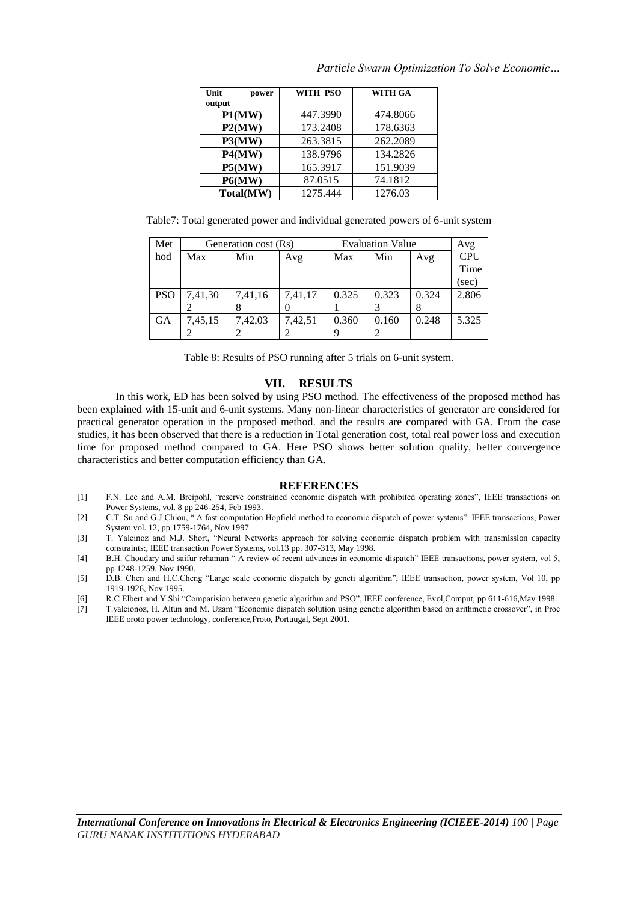| Unit power output | WITH PSO | WITH GA |
|---|---|---|
| **P1(MW)** | 447.3990 | 474.8066 |
| **P2(MW)** | 173.2408 | 178.6363 |
| **P3(MW)** | 263.3815 | 262.2089 |
| **P4(MW)** | 138.9796 | 134.2826 |
| **P5(MW)** | 165.3917 | 151.9039 |
| **P6(MW)** | 87.0515 | 74.1812 |
| **Total(MW)** | 1275.444 | 1276.03 |

Table7: Total generated power and individual generated powers of 6-unit system

| Method | Generation cost (Rs) | | | Evaluation Value | | | Avg CPU Time (sec) |
|---|---|---|---|---|---|---|---|
| | Max | Min | Avg | Max | Min | Avg | |
| PSO | 7,41,302 | 7,41,168 | 7,41,170 | 0.3251 | 0.3233 | 0.3248 | 2.806 |
| GA | 7,45,152 | 7,42,032 | 7,42,512 | 0.3609 | 0.1602 | 0.248 | 5.325 |

Table 8: Results of PSO running after 5 trials on 6-unit system.

## VII. RESULTS

In this work, ED has been solved by using PSO method. The effectiveness of the proposed method has been explained with 15-unit and 6-unit systems. Many non-linear characteristics of generator are considered for practical generator operation in the proposed method. and the results are compared with GA. From the case studies, it has been observed that there is a reduction in Total generation cost, total real power loss and execution time for proposed method compared to GA. Here PSO shows better solution quality, better convergence characteristics and better computation efficiency than GA.

## REFERENCES

[1] F.N. Lee and A.M. Breipohl, "reserve constrained economic dispatch with prohibited operating zones", IEEE transactions on Power Systems, vol. 8 pp 246-254, Feb 1993.

[2] C.T. Su and G.J Chiou, " A fast computation Hopfield method to economic dispatch of power systems". IEEE transactions, Power System vol. 12, pp 1759-1764, Nov 1997.

[3] T. Yalcinoz and M.J. Short, "Neural Networks approach for solving economic dispatch problem with transmission capacity constraints:, IEEE transaction Power Systems, vol.13 pp. 307-313, May 1998.

[4] B.H. Choudary and saifur rehaman " A review of recent advances in economic dispatch" IEEE transactions, power system, vol 5, pp 1248-1259, Nov 1990.

[5] D.B. Chen and H.C.Cheng "Large scale economic dispatch by geneti algorithm", IEEE transaction, power system, Vol 10, pp 1919-1926, Nov 1995.

[6] R.C Elbert and Y.Shi "Comparision between genetic algorithm and PSO", IEEE conference, Evol,Comput, pp 611-616,May 1998.

[7] T.yalcionoz, H. Altun and M. Uzam "Economic dispatch solution using genetic algorithm based on arithmetic crossover", in Proc IEEE oroto power technology, conference,Proto, Portuugal, Sept 2001.